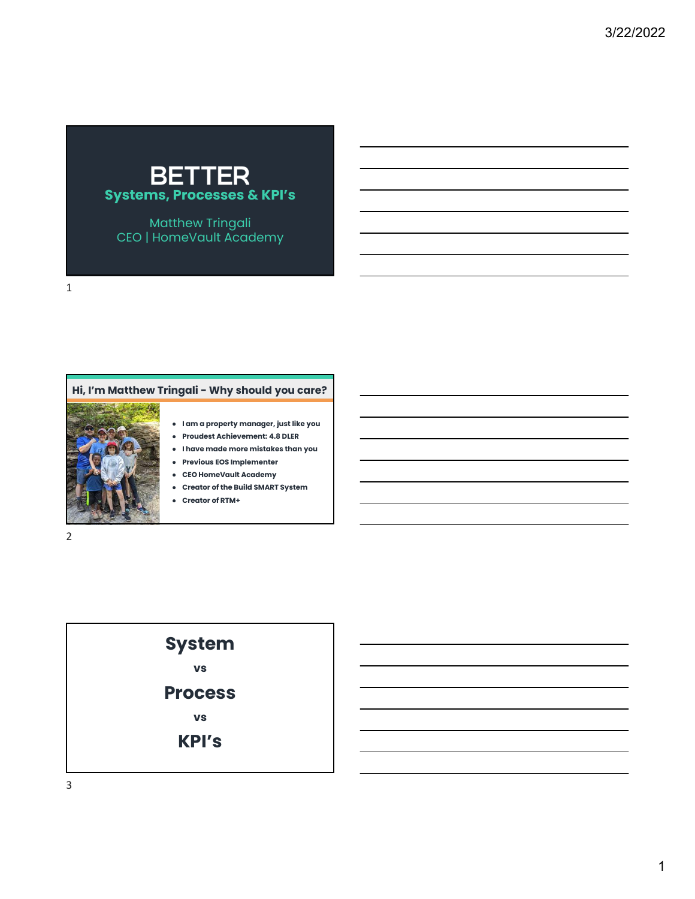# BETTER

## Systems, Processes & KPI's

Matthew Tringali
CEO | HomeVault Academy

## Hi, I'm Matthew Tringali - Why should you care?

- I am a property manager, just like you
- Proudest Achievement: 4.8 DLER
- I have made more mistakes than you
- Previous EOS Implementer
- CEO HomeVault Academy
- Creator of the Build SMART System
- Creator of RTM+

## System

vs

## Process

vs

## KPI's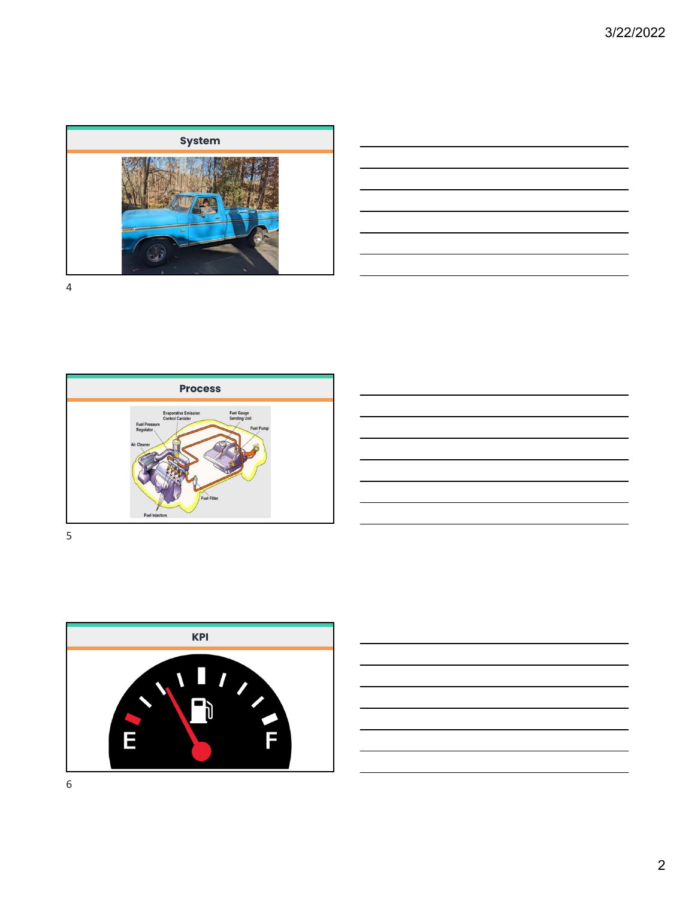## System

## Process

Evaporative Emission Control Canister

Fuel Gauge Sending Unit

Fuel Pressure Regulator

Fuel Pump

Air Cleaner

Fuel Filter

Fuel Injectors

## KPI

E

F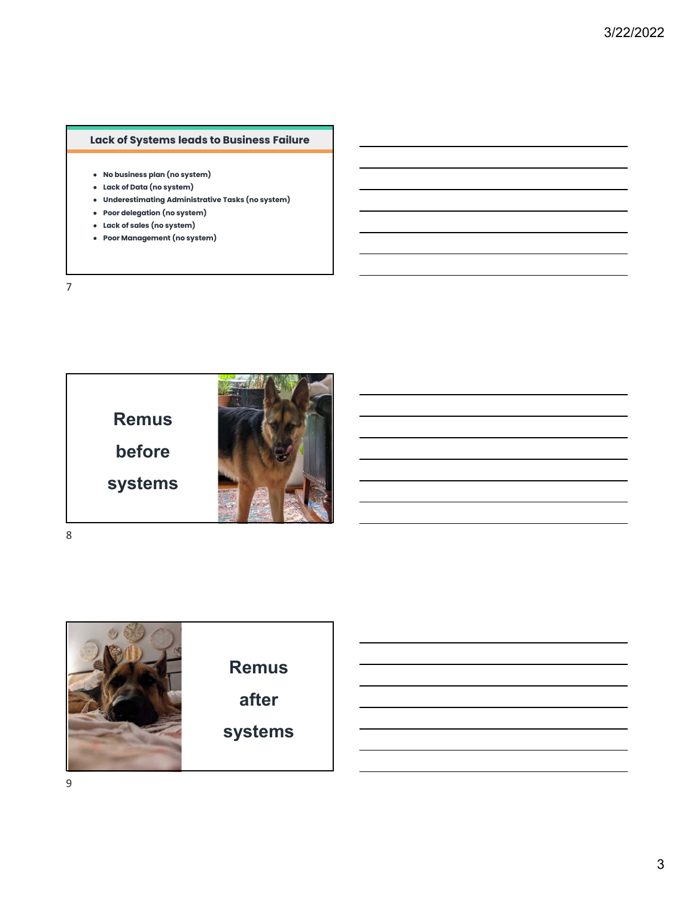## Lack of Systems leads to Business Failure

- No business plan (no system)
- Lack of Data (no system)
- Underestimating Administrative Tasks (no system)
- Poor delegation (no system)
- Lack of sales (no system)
- Poor Management (no system)

**Remus before systems**

**Remus after systems**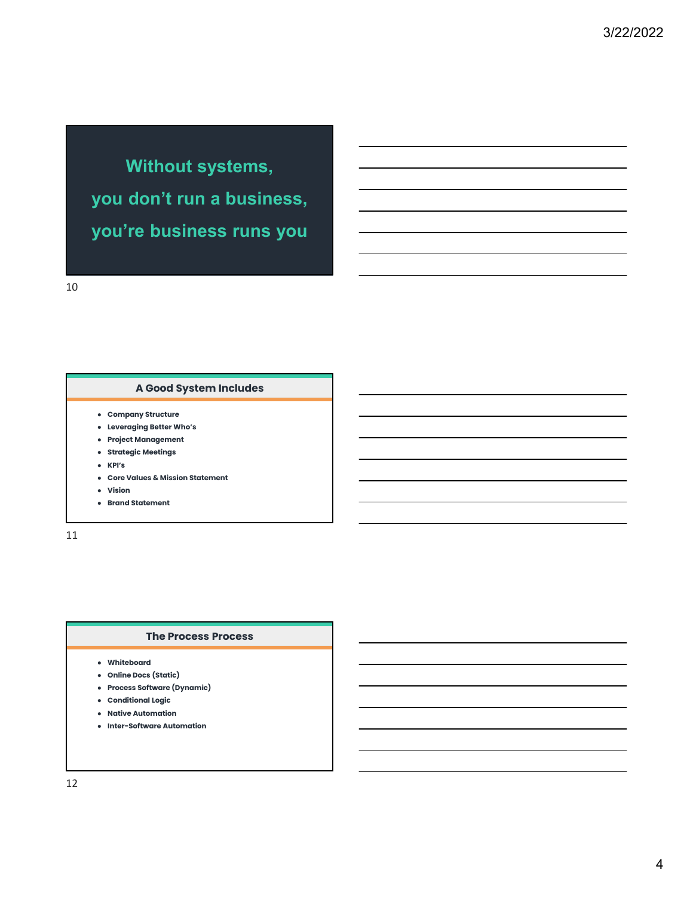**Without systems,**

**you don't run a business,**

**you're business runs you**

## A Good System Includes

- Company Structure
- Leveraging Better Who's
- Project Management
- Strategic Meetings
- KPI's
- Core Values & Mission Statement
- Vision
- Brand Statement

## The Process Process

- Whiteboard
- Online Docs (Static)
- Process Software (Dynamic)
- Conditional Logic
- Native Automation
- Inter-Software Automation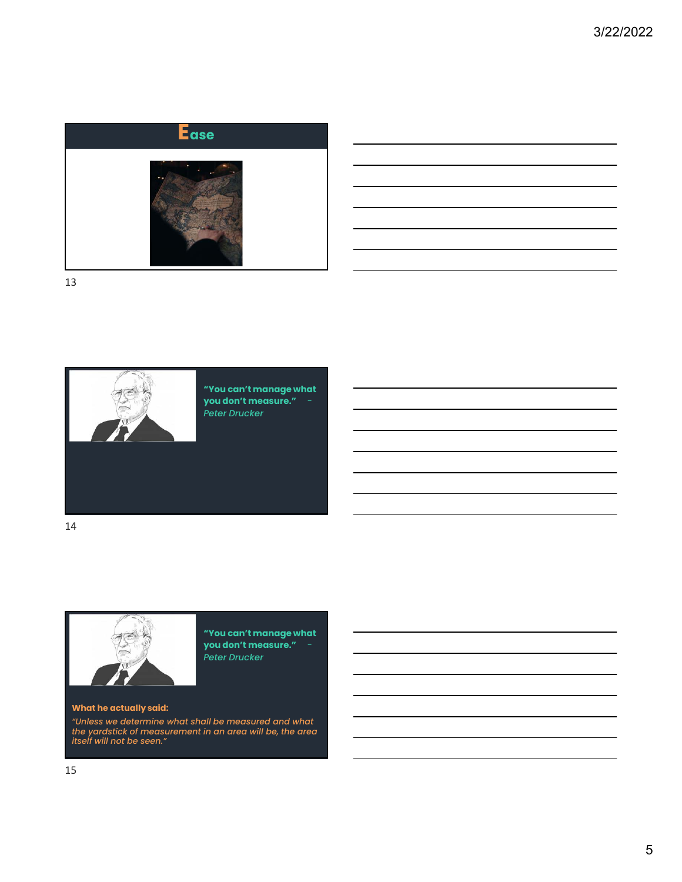## Ease

"You can't manage what you don't measure." - *Peter Drucker*

"You can't manage what you don't measure." - *Peter Drucker*

**What he actually said:**

*"Unless we determine what shall be measured and what the yardstick of measurement in an area will be, the area itself will not be seen."*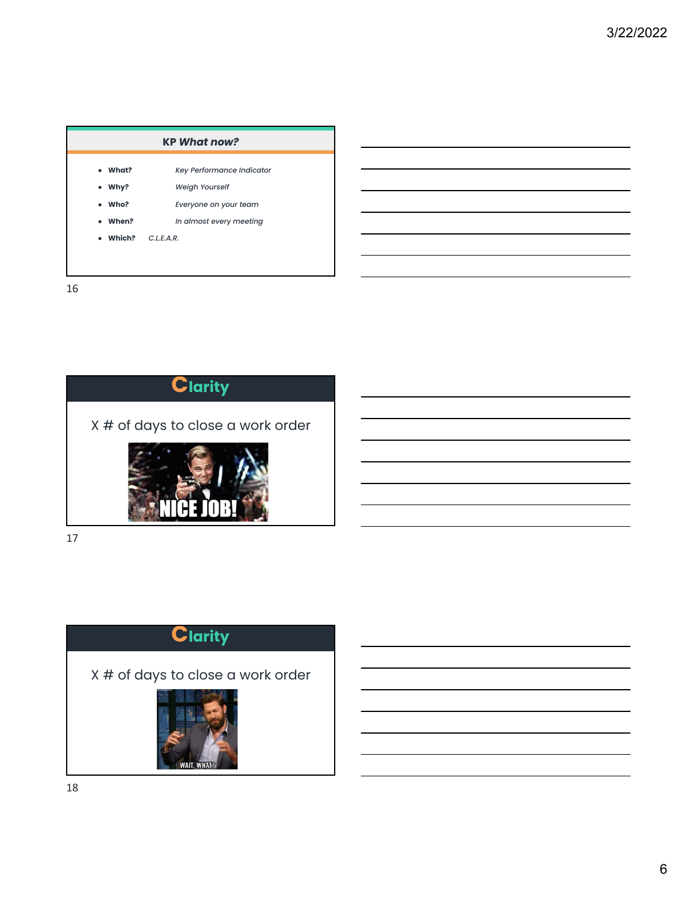## KP *What now?*

- **What?** *Key Performance Indicator*
- **Why?** *Weigh Yourself*
- **Who?** *Everyone on your team*
- **When?** *In almost every meeting*
- **Which?** *C.L.E.A.R.*

16

## Clarity

X # of days to close a work order

NICE JOB!

17

## Clarity

X # of days to close a work order

WAIT, WHAT?

18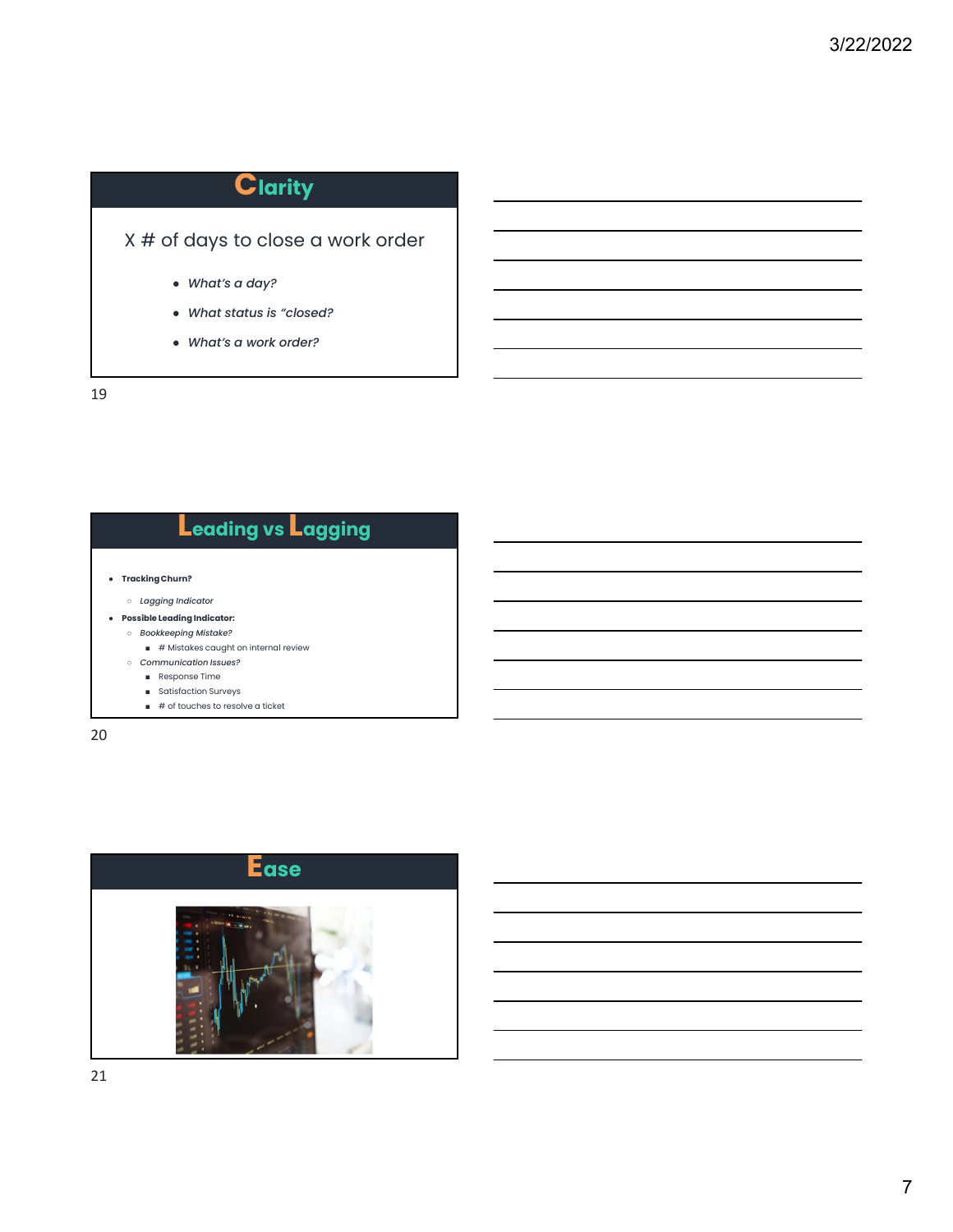## Clarity

X # of days to close a work order

- *What's a day?*
- *What status is "closed?*
- *What's a work order?*

## Leading vs Lagging

- **Tracking Churn?**
    - *Lagging Indicator*
- **Possible Leading Indicator:**
    - *Bookkeeping Mistake?*
        - # Mistakes caught on internal review
    - *Communication Issues?*
        - Response Time
        - Satisfaction Surveys
        - # of touches to resolve a ticket

## Ease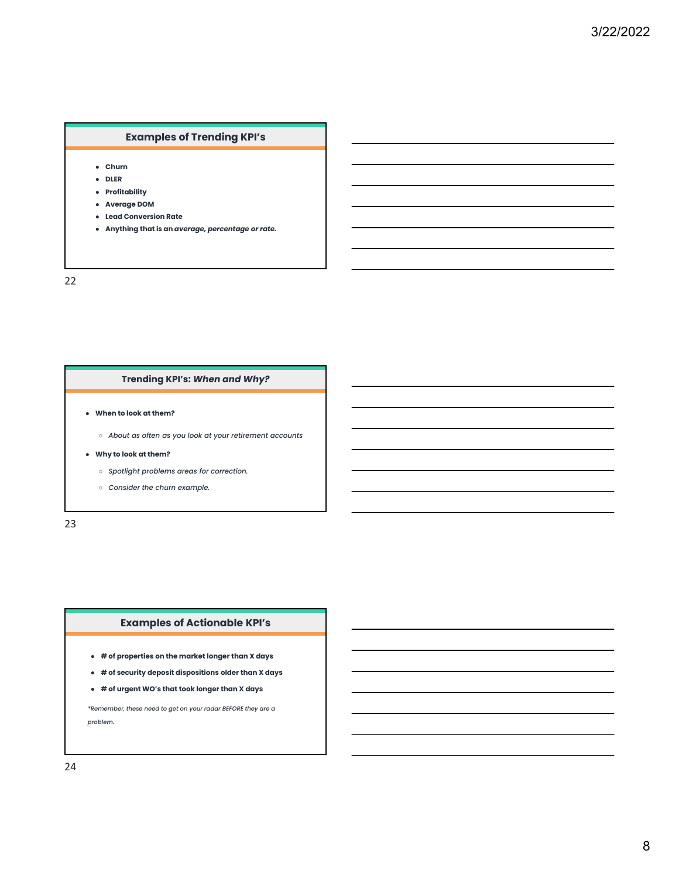## Examples of Trending KPI's

- **Churn**
- **DLER**
- **Profitability**
- **Average DOM**
- **Lead Conversion Rate**
- **Anything that is an *average, percentage or rate.***

## Trending KPI's: *When and Why?*

- **When to look at them?**
  - *About as often as you look at your retirement accounts*
- **Why to look at them?**
  - *Spotlight problems areas for correction.*
  - *Consider the churn example.*

## Examples of Actionable KPI's

- **# of properties on the market longer than X days**
- **# of security deposit dispositions older than X days**
- **# of urgent WO's that took longer than X days**

*\*Remember, these need to get on your radar BEFORE they are a problem.*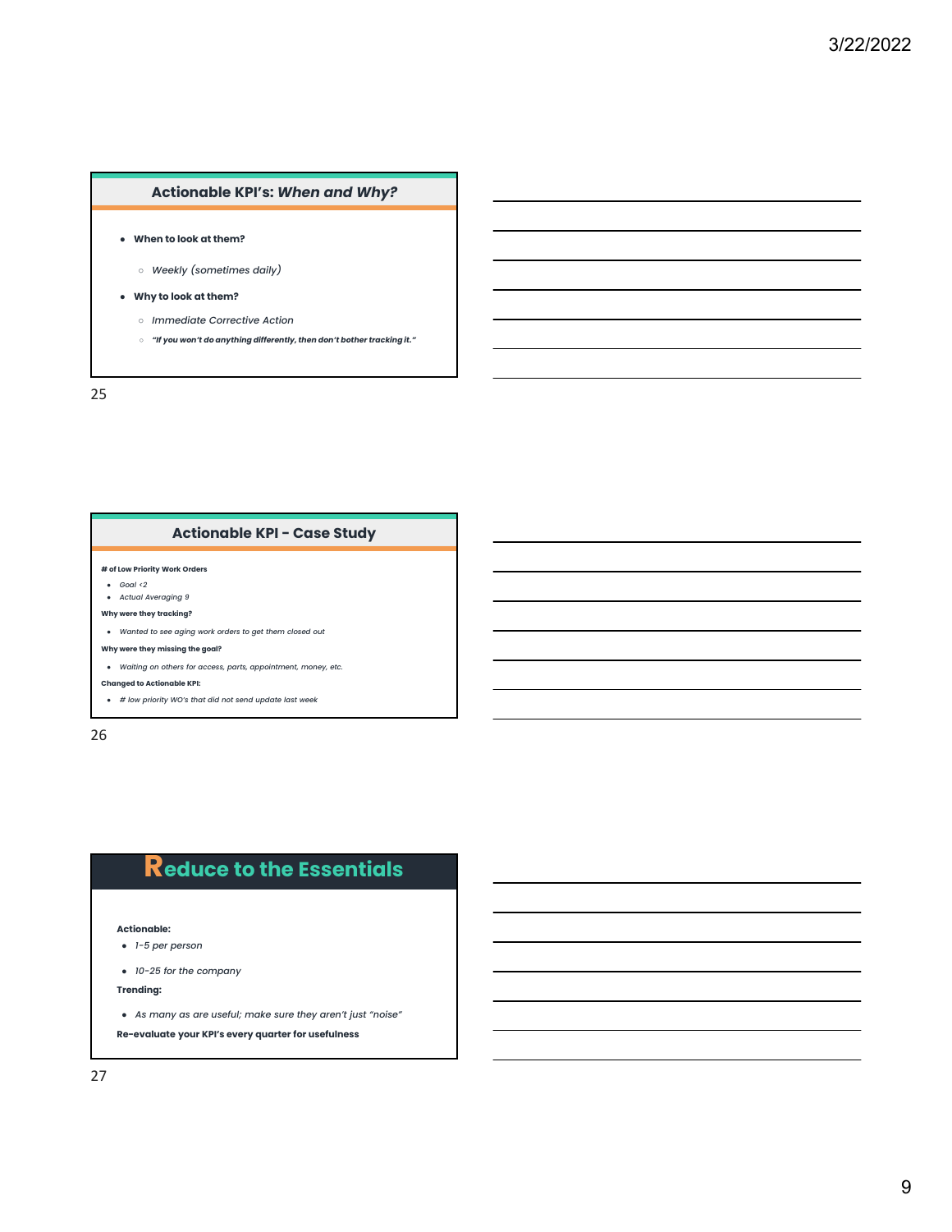## Actionable KPI's: *When and Why?*

- **When to look at them?**
  - *Weekly (sometimes daily)*
- **Why to look at them?**
  - *Immediate Corrective Action*
  - ***"If you won't do anything differently, then don't bother tracking it."***

## Actionable KPI - Case Study

**# of Low Priority Work Orders**

- *Goal <2*
- *Actual Averaging 9*

**Why were they tracking?**

- *Wanted to see aging work orders to get them closed out*

**Why were they missing the goal?**

- *Waiting on others for access, parts, appointment, money, etc.*

**Changed to Actionable KPI:**

- *# low priority WO's that did not send update last week*

## Reduce to the Essentials

**Actionable:**

- *1-5 per person*
- *10-25 for the company*

**Trending:**

- *As many as are useful; make sure they aren't just "noise"*

**Re-evaluate your KPI's every quarter for usefulness**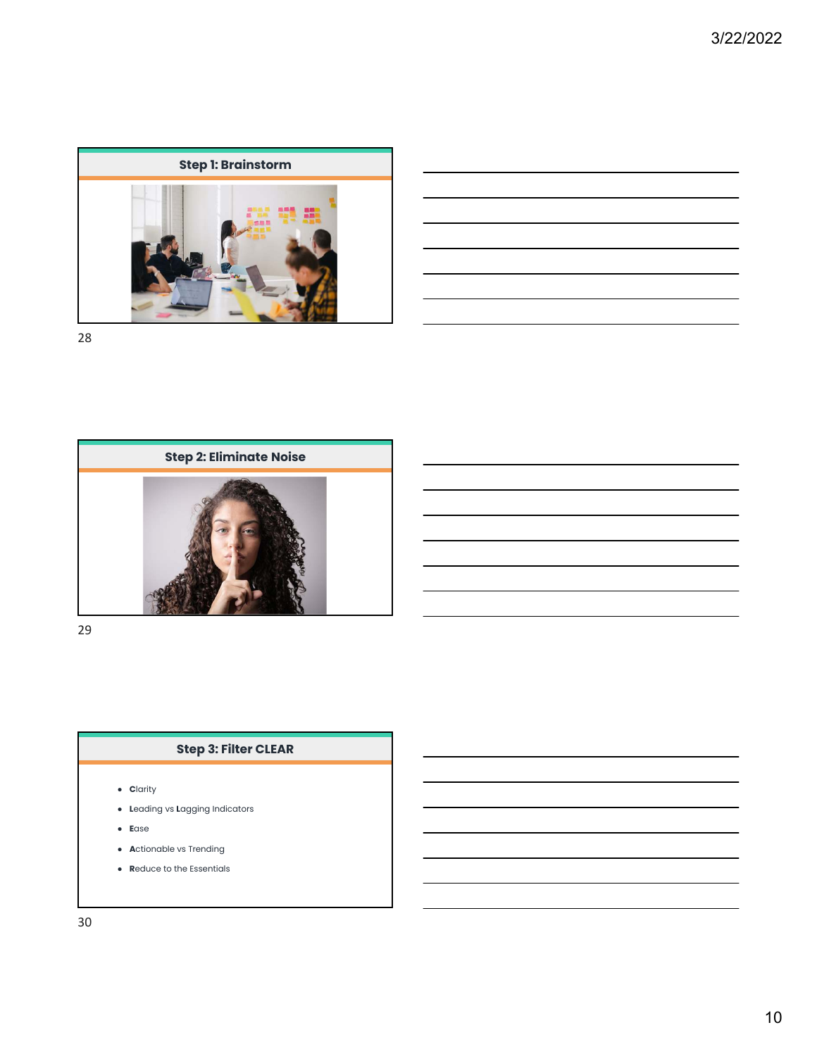## Step 1: Brainstorm

## Step 2: Eliminate Noise

## Step 3: Filter CLEAR

- **C**larity
- **L**eading vs **L**agging Indicators
- **E**ase
- **A**ctionable vs Trending
- **R**educe to the Essentials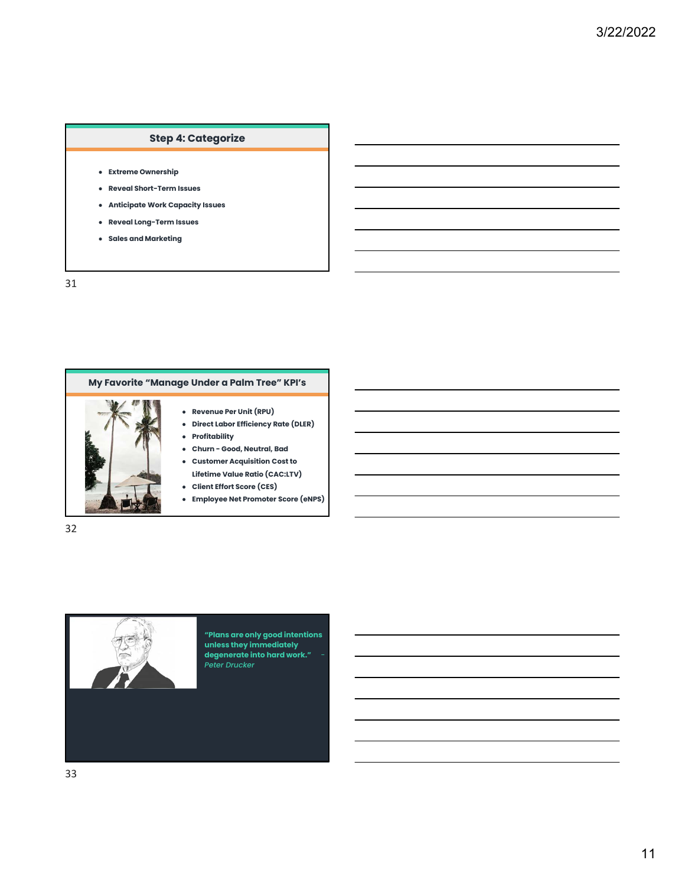## Step 4: Categorize

- Extreme Ownership
- Reveal Short-Term Issues
- Anticipate Work Capacity Issues
- Reveal Long-Term Issues
- Sales and Marketing

## My Favorite "Manage Under a Palm Tree" KPI's

- Revenue Per Unit (RPU)
- Direct Labor Efficiency Rate (DLER)
- Profitability
- Churn - Good, Neutral, Bad
- Customer Acquisition Cost to Lifetime Value Ratio (CAC:LTV)
- Client Effort Score (CES)
- Employee Net Promoter Score (eNPS)

**"Plans are only good intentions unless they immediately degenerate into hard work."** – *Peter Drucker*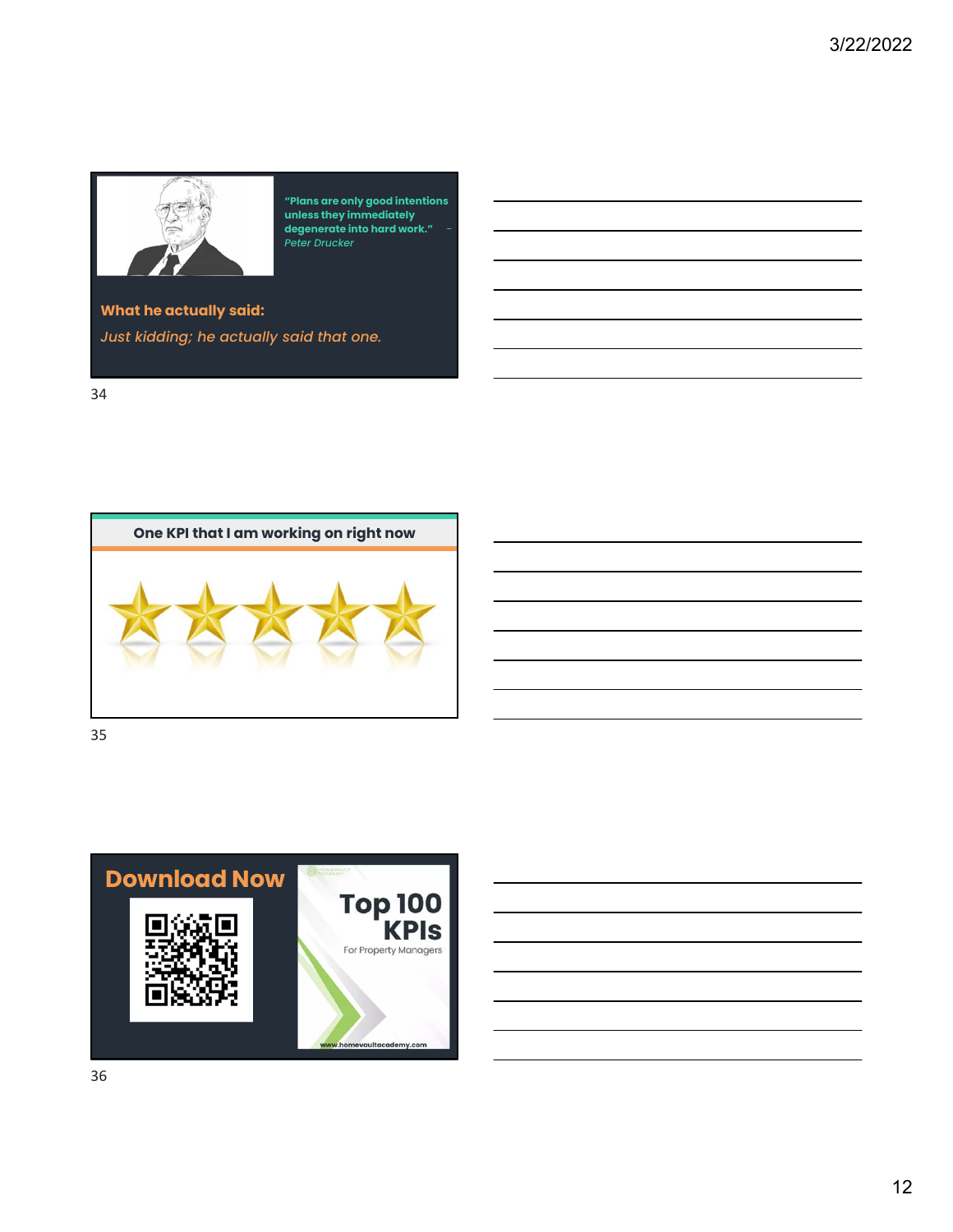"Plans are only good intentions unless they immediately degenerate into hard work." – *Peter Drucker*

**What he actually said:**

*Just kidding; he actually said that one.*

**One KPI that I am working on right now**

**Download Now**

**Top 100 KPIs**

For Property Managers

www.homevaultacademy.com